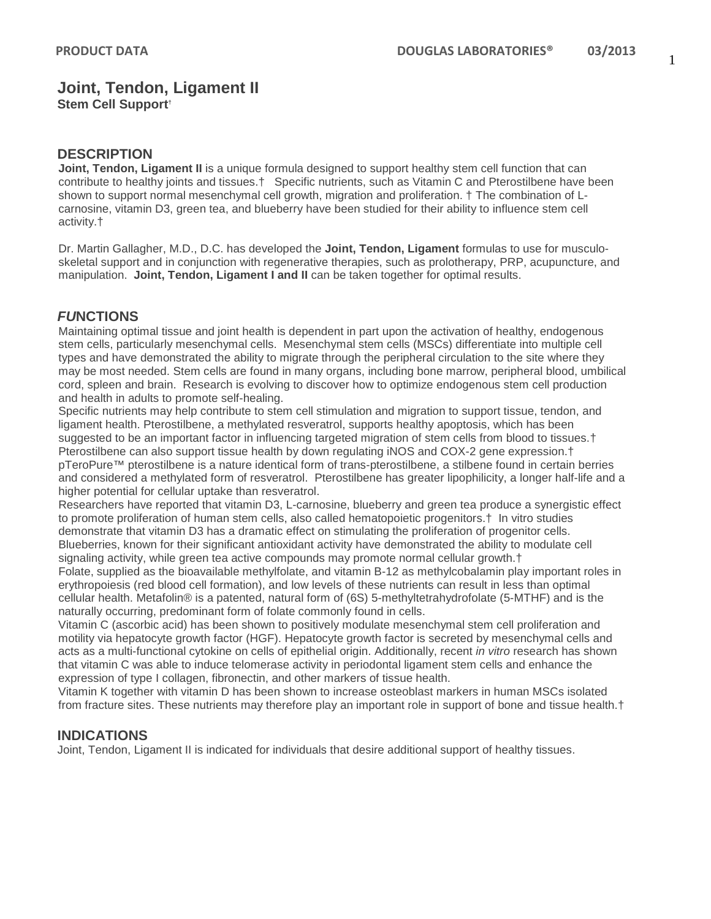# Joint, Tendon, Ligament II

**Stem Cell Support**†

## DESCRIPTION

**Joint, Tendon, Ligament II** is a unique formula designed to support healthy stem cell function that can contribute to healthy joints and tissues.† Specific nutrients, such as Vitamin C and Pterostilbene have been shown to support normal mesenchymal cell growth, migration and proliferation. † The combination of L-carnosine, vitamin D3, green tea, and blueberry have been studied for their ability to influence stem cell activity.†

Dr. Martin Gallagher, M.D., D.C. has developed the **Joint, Tendon, Ligament** formulas to use for musculo-skeletal support and in conjunction with regenerative therapies, such as prolotherapy, PRP, acupuncture, and manipulation. **Joint, Tendon, Ligament I and II** can be taken together for optimal results.

## FUNCTIONS

Maintaining optimal tissue and joint health is dependent in part upon the activation of healthy, endogenous stem cells, particularly mesenchymal cells. Mesenchymal stem cells (MSCs) differentiate into multiple cell types and have demonstrated the ability to migrate through the peripheral circulation to the site where they may be most needed. Stem cells are found in many organs, including bone marrow, peripheral blood, umbilical cord, spleen and brain. Research is evolving to discover how to optimize endogenous stem cell production and health in adults to promote self-healing.

Specific nutrients may help contribute to stem cell stimulation and migration to support tissue, tendon, and ligament health. Pterostilbene, a methylated resveratrol, supports healthy apoptosis, which has been suggested to be an important factor in influencing targeted migration of stem cells from blood to tissues.† Pterostilbene can also support tissue health by down regulating iNOS and COX-2 gene expression.† pTeroPure™ pterostilbene is a nature identical form of trans-pterostilbene, a stilbene found in certain berries and considered a methylated form of resveratrol. Pterostilbene has greater lipophilicity, a longer half-life and a higher potential for cellular uptake than resveratrol.

Researchers have reported that vitamin D3, L-carnosine, blueberry and green tea produce a synergistic effect to promote proliferation of human stem cells, also called hematopoietic progenitors.† In vitro studies demonstrate that vitamin D3 has a dramatic effect on stimulating the proliferation of progenitor cells. Blueberries, known for their significant antioxidant activity have demonstrated the ability to modulate cell signaling activity, while green tea active compounds may promote normal cellular growth.†

Folate, supplied as the bioavailable methylfolate, and vitamin B-12 as methylcobalamin play important roles in erythropoiesis (red blood cell formation), and low levels of these nutrients can result in less than optimal cellular health. Metafolin® is a patented, natural form of (6S) 5-methyltetrahydrofolate (5-MTHF) and is the naturally occurring, predominant form of folate commonly found in cells.

Vitamin C (ascorbic acid) has been shown to positively modulate mesenchymal stem cell proliferation and motility via hepatocyte growth factor (HGF). Hepatocyte growth factor is secreted by mesenchymal cells and acts as a multi-functional cytokine on cells of epithelial origin. Additionally, recent *in vitro* research has shown that vitamin C was able to induce telomerase activity in periodontal ligament stem cells and enhance the expression of type I collagen, fibronectin, and other markers of tissue health.

Vitamin K together with vitamin D has been shown to increase osteoblast markers in human MSCs isolated from fracture sites. These nutrients may therefore play an important role in support of bone and tissue health.†

## INDICATIONS

Joint, Tendon, Ligament II is indicated for individuals that desire additional support of healthy tissues.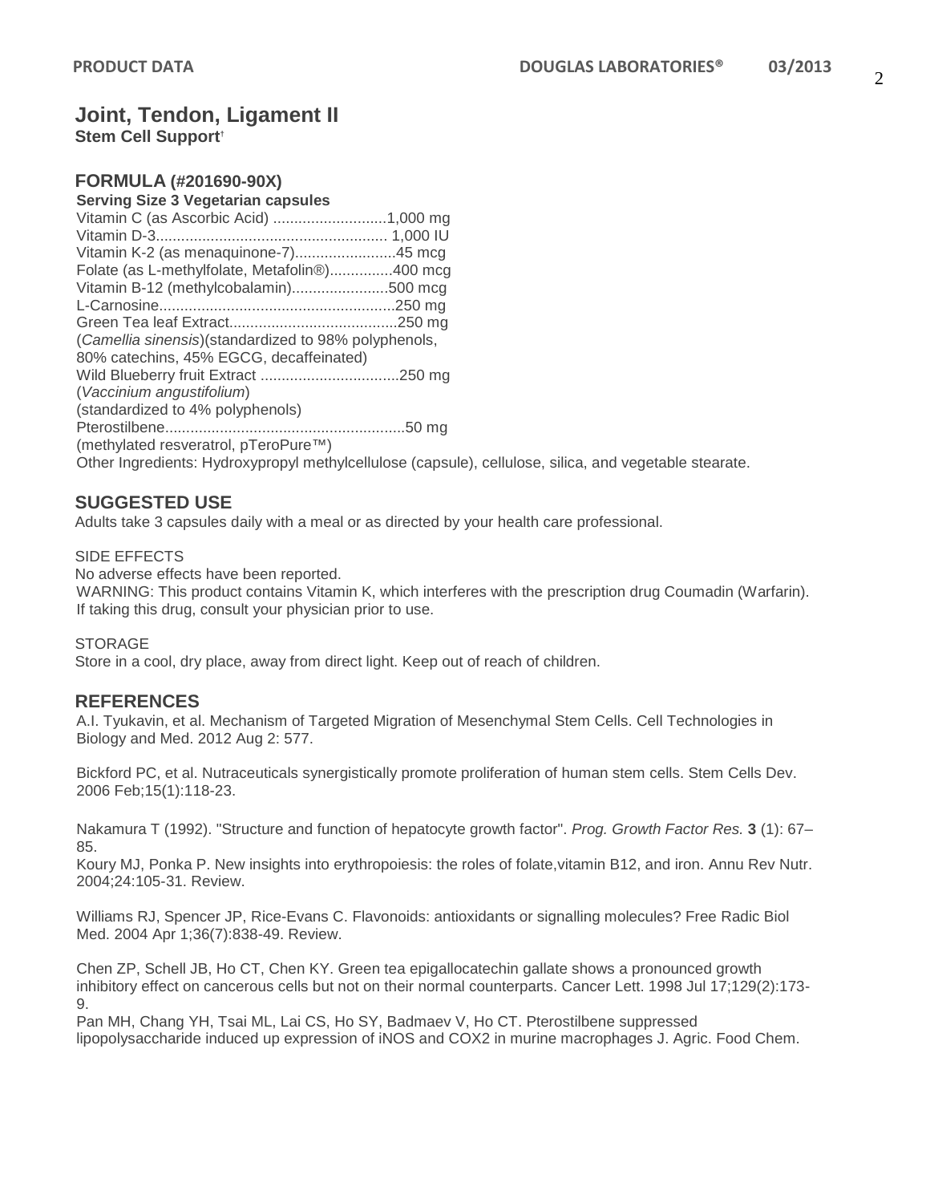# Joint, Tendon, Ligament II

**Stem Cell Support**†

## FORMULA (#201690-90X)

**Serving Size 3 Vegetarian capsules**

Vitamin C (as Ascorbic Acid) ...........................1,000 mg
Vitamin D-3....................................................... 1,000 IU
Vitamin K-2 (as menaquinone-7)........................45 mcg
Folate (as L-methylfolate, Metafolin®)...............400 mcg
Vitamin B-12 (methylcobalamin).......................500 mcg
L-Carnosine........................................................250 mg
Green Tea leaf Extract........................................250 mg
(*Camellia sinensis*)(standardized to 98% polyphenols, 80% catechins, 45% EGCG, decaffeinated)
Wild Blueberry fruit Extract .................................250 mg
(*Vaccinium angustifolium*)
(standardized to 4% polyphenols)
Pterostilbene........................................................50 mg
(methylated resveratrol, pTeroPure™)

Other Ingredients: Hydroxypropyl methylcellulose (capsule), cellulose, silica, and vegetable stearate.

## SUGGESTED USE

Adults take 3 capsules daily with a meal or as directed by your health care professional.

SIDE EFFECTS

No adverse effects have been reported.

WARNING: This product contains Vitamin K, which interferes with the prescription drug Coumadin (Warfarin). If taking this drug, consult your physician prior to use.

STORAGE

Store in a cool, dry place, away from direct light. Keep out of reach of children.

## REFERENCES

A.I. Tyukavin, et al. Mechanism of Targeted Migration of Mesenchymal Stem Cells. Cell Technologies in Biology and Med. 2012 Aug 2: 577.

Bickford PC, et al. Nutraceuticals synergistically promote proliferation of human stem cells. Stem Cells Dev. 2006 Feb;15(1):118-23.

Nakamura T (1992). "Structure and function of hepatocyte growth factor". *Prog. Growth Factor Res.* **3** (1): 67–85.

Koury MJ, Ponka P. New insights into erythropoiesis: the roles of folate,vitamin B12, and iron. Annu Rev Nutr. 2004;24:105-31. Review.

Williams RJ, Spencer JP, Rice-Evans C. Flavonoids: antioxidants or signalling molecules? Free Radic Biol Med. 2004 Apr 1;36(7):838-49. Review.

Chen ZP, Schell JB, Ho CT, Chen KY. Green tea epigallocatechin gallate shows a pronounced growth inhibitory effect on cancerous cells but not on their normal counterparts. Cancer Lett. 1998 Jul 17;129(2):173-9.

Pan MH, Chang YH, Tsai ML, Lai CS, Ho SY, Badmaev V, Ho CT. Pterostilbene suppressed lipopolysaccharide induced up expression of iNOS and COX2 in murine macrophages J. Agric. Food Chem.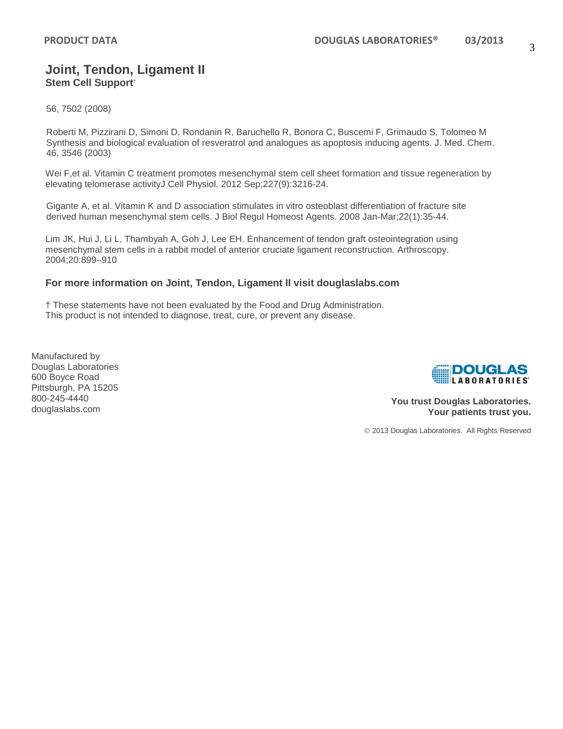# Joint, Tendon, Ligament II

**Stem Cell Support†**

56, 7502 (2008)

Roberti M, Pizzirani D, Simoni D, Rondanin R, Baruchello R, Bonora C, Buscemi F, Grimaudo S, Tolomeo M Synthesis and biological evaluation of resveratrol and analogues as apoptosis inducing agents. J. Med. Chem. 46, 3546 (2003)

Wei F,et al. Vitamin C treatment promotes mesenchymal stem cell sheet formation and tissue regeneration by elevating telomerase activityJ Cell Physiol. 2012 Sep;227(9):3216-24.

Gigante A, et al. Vitamin K and D association stimulates in vitro osteoblast differentiation of fracture site derived human mesenchymal stem cells. J Biol Regul Homeost Agents. 2008 Jan-Mar;22(1):35-44.

Lim JK, Hui J, Li L, Thambyah A, Goh J, Lee EH. Enhancement of tendon graft osteointegration using mesenchymal stem cells in a rabbit model of anterior cruciate ligament reconstruction. Arthroscopy. 2004;20:899–910

**For more information on Joint, Tendon, Ligament II visit douglaslabs.com**

† These statements have not been evaluated by the Food and Drug Administration.
This product is not intended to diagnose, treat, cure, or prevent any disease.

Manufactured by
Douglas Laboratories
600 Boyce Road
Pittsburgh, PA 15205
800-245-4440
douglaslabs.com

DOUGLAS LABORATORIES®

**You trust Douglas Laboratories.**
**Your patients trust you.**

© 2013 Douglas Laboratories. All Rights Reserved